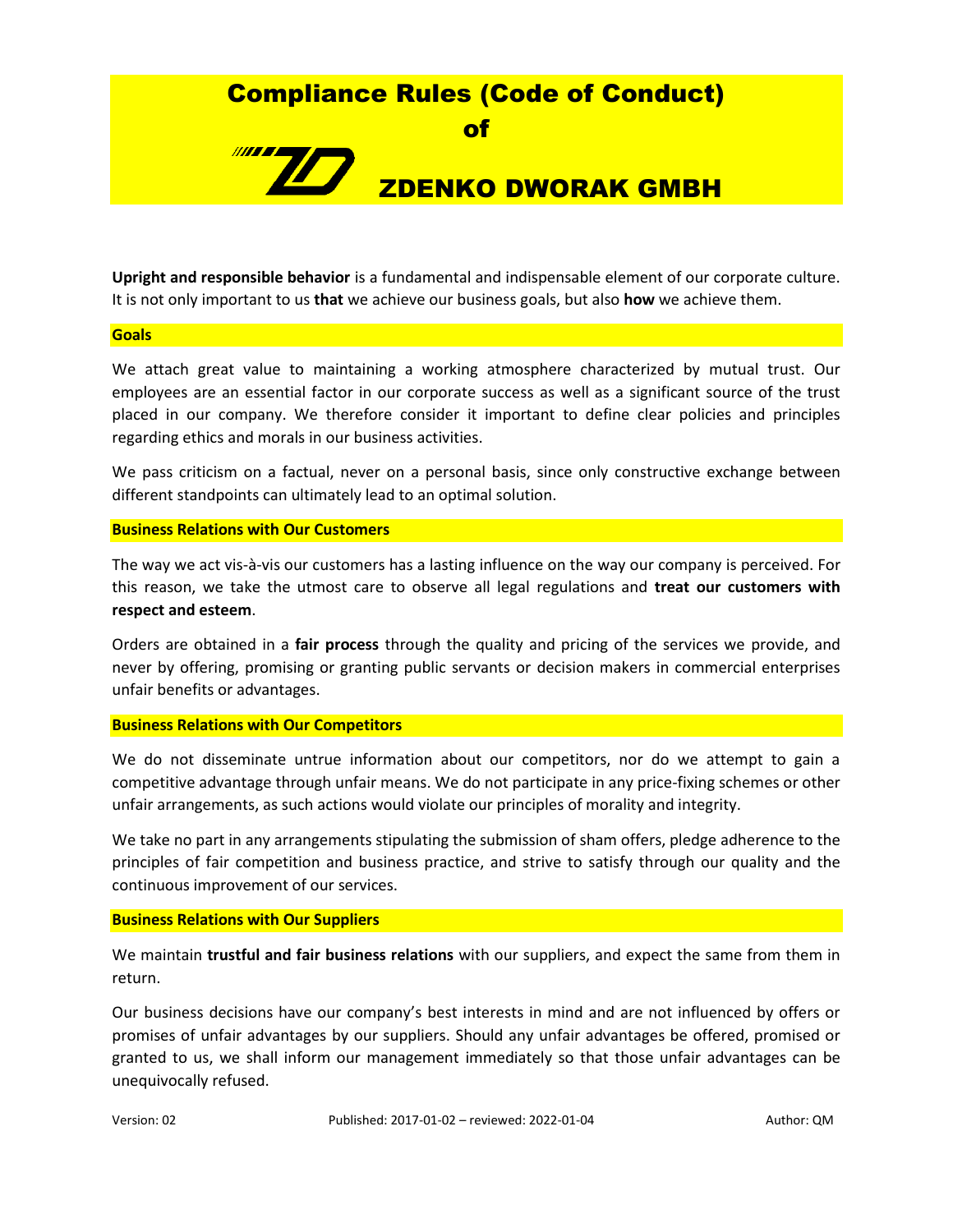# Compliance Rules (Code of Conduct) of ZDENKO DWORAK GMBH

**Upright and responsible behavior** is a fundamental and indispensable element of our corporate culture. It is not only important to us **that** we achieve our business goals, but also **how** we achieve them.

## Goals

We attach great value to maintaining a working atmosphere characterized by mutual trust. Our employees are an essential factor in our corporate success as well as a significant source of the trust placed in our company. We therefore consider it important to define clear policies and principles regarding ethics and morals in our business activities.

We pass criticism on a factual, never on a personal basis, since only constructive exchange between different standpoints can ultimately lead to an optimal solution.

## Business Relations with Our Customers

The way we act vis-à-vis our customers has a lasting influence on the way our company is perceived. For this reason, we take the utmost care to observe all legal regulations and **treat our customers with respect and esteem**.

Orders are obtained in a **fair process** through the quality and pricing of the services we provide, and never by offering, promising or granting public servants or decision makers in commercial enterprises unfair benefits or advantages.

## Business Relations with Our Competitors

We do not disseminate untrue information about our competitors, nor do we attempt to gain a competitive advantage through unfair means. We do not participate in any price-fixing schemes or other unfair arrangements, as such actions would violate our principles of morality and integrity.

We take no part in any arrangements stipulating the submission of sham offers, pledge adherence to the principles of fair competition and business practice, and strive to satisfy through our quality and the continuous improvement of our services.

## Business Relations with Our Suppliers

We maintain **trustful and fair business relations** with our suppliers, and expect the same from them in return.

Our business decisions have our company's best interests in mind and are not influenced by offers or promises of unfair advantages by our suppliers. Should any unfair advantages be offered, promised or granted to us, we shall inform our management immediately so that those unfair advantages can be unequivocally refused.

Version: 02 | Published: 2017-01-02 – reviewed: 2022-01-04 | Author: QM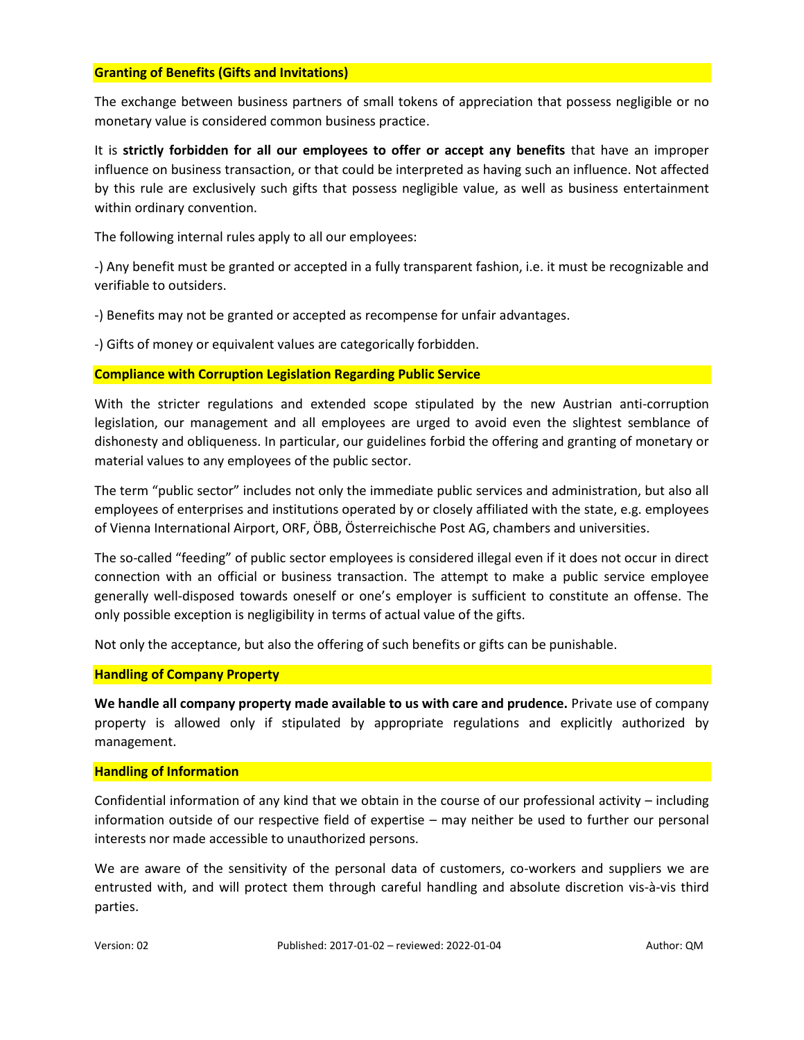## Granting of Benefits (Gifts and Invitations)

The exchange between business partners of small tokens of appreciation that possess negligible or no monetary value is considered common business practice.

It is **strictly forbidden for all our employees to offer or accept any benefits** that have an improper influence on business transaction, or that could be interpreted as having such an influence. Not affected by this rule are exclusively such gifts that possess negligible value, as well as business entertainment within ordinary convention.

The following internal rules apply to all our employees:

-) Any benefit must be granted or accepted in a fully transparent fashion, i.e. it must be recognizable and verifiable to outsiders.

-) Benefits may not be granted or accepted as recompense for unfair advantages.

-) Gifts of money or equivalent values are categorically forbidden.

## Compliance with Corruption Legislation Regarding Public Service

With the stricter regulations and extended scope stipulated by the new Austrian anti-corruption legislation, our management and all employees are urged to avoid even the slightest semblance of dishonesty and obliqueness. In particular, our guidelines forbid the offering and granting of monetary or material values to any employees of the public sector.

The term "public sector" includes not only the immediate public services and administration, but also all employees of enterprises and institutions operated by or closely affiliated with the state, e.g. employees of Vienna International Airport, ORF, ÖBB, Österreichische Post AG, chambers and universities.

The so-called "feeding" of public sector employees is considered illegal even if it does not occur in direct connection with an official or business transaction. The attempt to make a public service employee generally well-disposed towards oneself or one's employer is sufficient to constitute an offense. The only possible exception is negligibility in terms of actual value of the gifts.

Not only the acceptance, but also the offering of such benefits or gifts can be punishable.

## Handling of Company Property

**We handle all company property made available to us with care and prudence.** Private use of company property is allowed only if stipulated by appropriate regulations and explicitly authorized by management.

## Handling of Information

Confidential information of any kind that we obtain in the course of our professional activity – including information outside of our respective field of expertise – may neither be used to further our personal interests nor made accessible to unauthorized persons.

We are aware of the sensitivity of the personal data of customers, co-workers and suppliers we are entrusted with, and will protect them through careful handling and absolute discretion vis-à-vis third parties.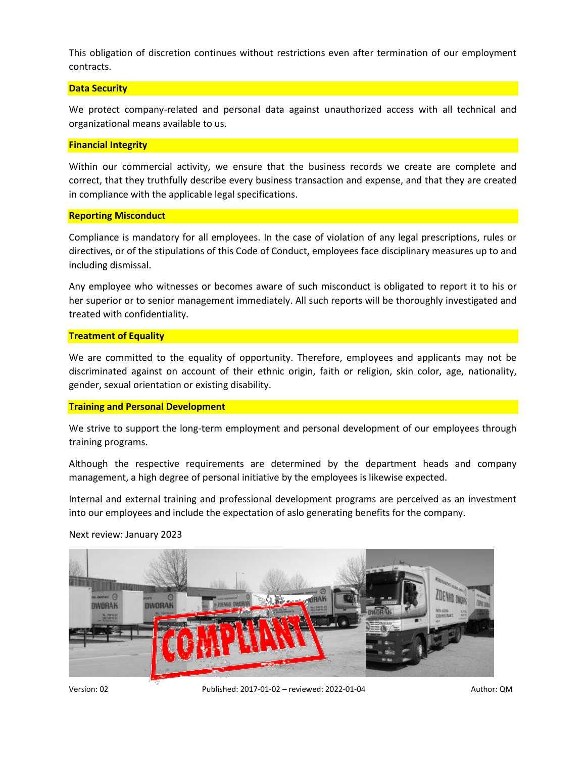This obligation of discretion continues without restrictions even after termination of our employment contracts.

## Data Security

We protect company-related and personal data against unauthorized access with all technical and organizational means available to us.

## Financial Integrity

Within our commercial activity, we ensure that the business records we create are complete and correct, that they truthfully describe every business transaction and expense, and that they are created in compliance with the applicable legal specifications.

## Reporting Misconduct

Compliance is mandatory for all employees. In the case of violation of any legal prescriptions, rules or directives, or of the stipulations of this Code of Conduct, employees face disciplinary measures up to and including dismissal.

Any employee who witnesses or becomes aware of such misconduct is obligated to report it to his or her superior or to senior management immediately. All such reports will be thoroughly investigated and treated with confidentiality.

## Treatment of Equality

We are committed to the equality of opportunity. Therefore, employees and applicants may not be discriminated against on account of their ethnic origin, faith or religion, skin color, age, nationality, gender, sexual orientation or existing disability.

## Training and Personal Development

We strive to support the long-term employment and personal development of our employees through training programs.

Although the respective requirements are determined by the department heads and company management, a high degree of personal initiative by the employees is likewise expected.

Internal and external training and professional development programs are perceived as an investment into our employees and include the expectation of aslo generating benefits for the company.

Next review: January 2023

Version: 02 Published: 2017-01-02 – reviewed: 2022-01-04 Author: QM